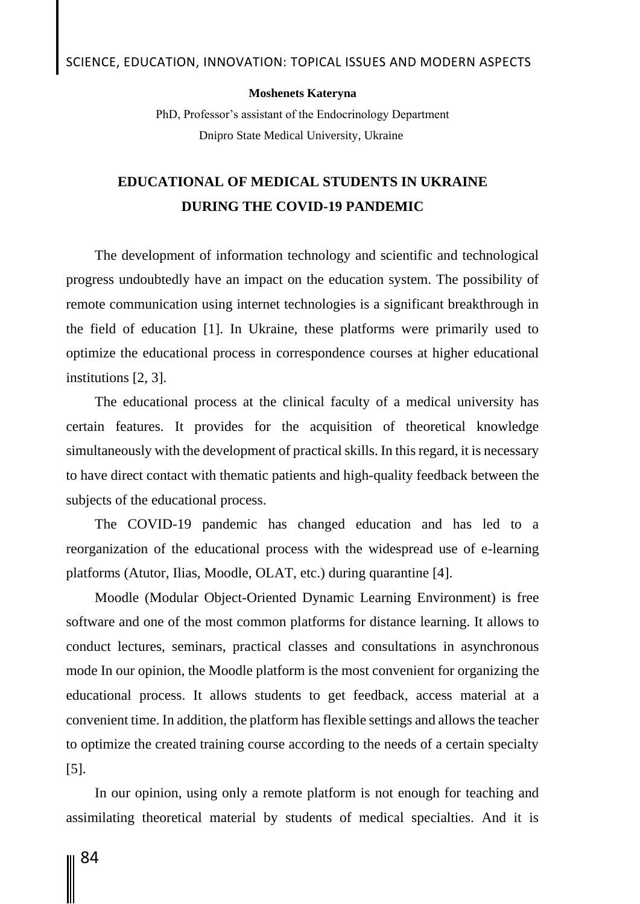**Moshenets Kateryna**

PhD, Professor's assistant of the Endocrinology Department

Dnipro State Medical University, Ukraine

# EDUCATIONAL OF MEDICAL STUDENTS IN UKRAINE DURING THE COVID-19 PANDEMIC

The development of information technology and scientific and technological progress undoubtedly have an impact on the education system. The possibility of remote communication using internet technologies is a significant breakthrough in the field of education [1]. In Ukraine, these platforms were primarily used to optimize the educational process in correspondence courses at higher educational institutions [2, 3].

The educational process at the clinical faculty of a medical university has certain features. It provides for the acquisition of theoretical knowledge simultaneously with the development of practical skills. In this regard, it is necessary to have direct contact with thematic patients and high-quality feedback between the subjects of the educational process.

The COVID-19 pandemic has changed education and has led to a reorganization of the educational process with the widespread use of e-learning platforms (Atutor, Ilias, Moodle, OLAT, etc.) during quarantine [4].

Moodle (Modular Object-Oriented Dynamic Learning Environment) is free software and one of the most common platforms for distance learning. It allows to conduct lectures, seminars, practical classes and consultations in asynchronous mode In our opinion, the Moodle platform is the most convenient for organizing the educational process. It allows students to get feedback, access material at a convenient time. In addition, the platform has flexible settings and allows the teacher to optimize the created training course according to the needs of a certain specialty [5].

In our opinion, using only a remote platform is not enough for teaching and assimilating theoretical material by students of medical specialties. And it is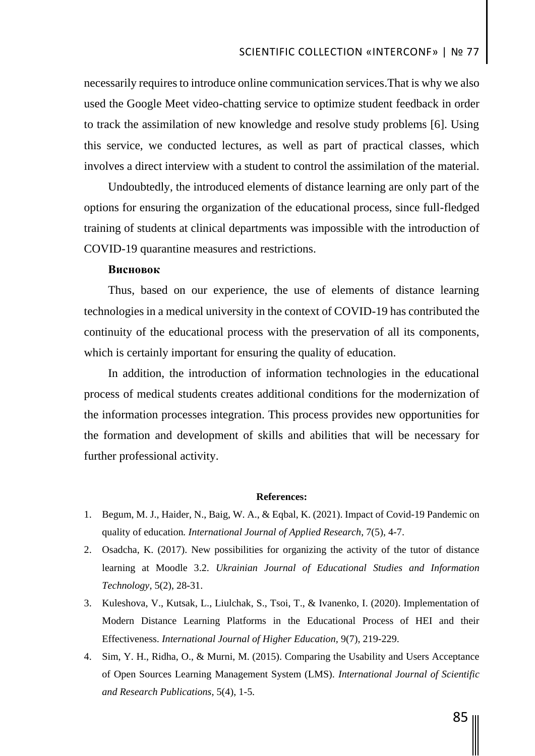necessarily requires to introduce online communication services.That is why we also used the Google Meet video-chatting service to optimize student feedback in order to track the assimilation of new knowledge and resolve study problems [6]. Using this service, we conducted lectures, as well as part of practical classes, which involves a direct interview with a student to control the assimilation of the material.

Undoubtedly, the introduced elements of distance learning are only part of the options for ensuring the organization of the educational process, since full-fledged training of students at clinical departments was impossible with the introduction of COVID-19 quarantine measures and restrictions.

**Висновок**

Thus, based on our experience, the use of elements of distance learning technologies in a medical university in the context of COVID-19 has contributed the continuity of the educational process with the preservation of all its components, which is certainly important for ensuring the quality of education.

In addition, the introduction of information technologies in the educational process of medical students creates additional conditions for the modernization of the information processes integration. This process provides new opportunities for the formation and development of skills and abilities that will be necessary for further professional activity.

**References:**

1. Begum, M. J., Haider, N., Baig, W. A., & Eqbal, K. (2021). Impact of Covid-19 Pandemic on quality of education. *International Journal of Applied Research*, 7(5), 4-7.
2. Osadcha, K. (2017). New possibilities for organizing the activity of the tutor of distance learning at Moodle 3.2. *Ukrainian Journal of Educational Studies and Information Technology*, 5(2), 28-31.
3. Kuleshova, V., Kutsak, L., Liulchak, S., Tsoi, T., & Ivanenko, I. (2020). Implementation of Modern Distance Learning Platforms in the Educational Process of HEI and their Effectiveness. *International Journal of Higher Education*, 9(7), 219-229.
4. Sim, Y. H., Ridha, O., & Murni, M. (2015). Comparing the Usability and Users Acceptance of Open Sources Learning Management System (LMS). *International Journal of Scientific and Research Publications*, 5(4), 1-5.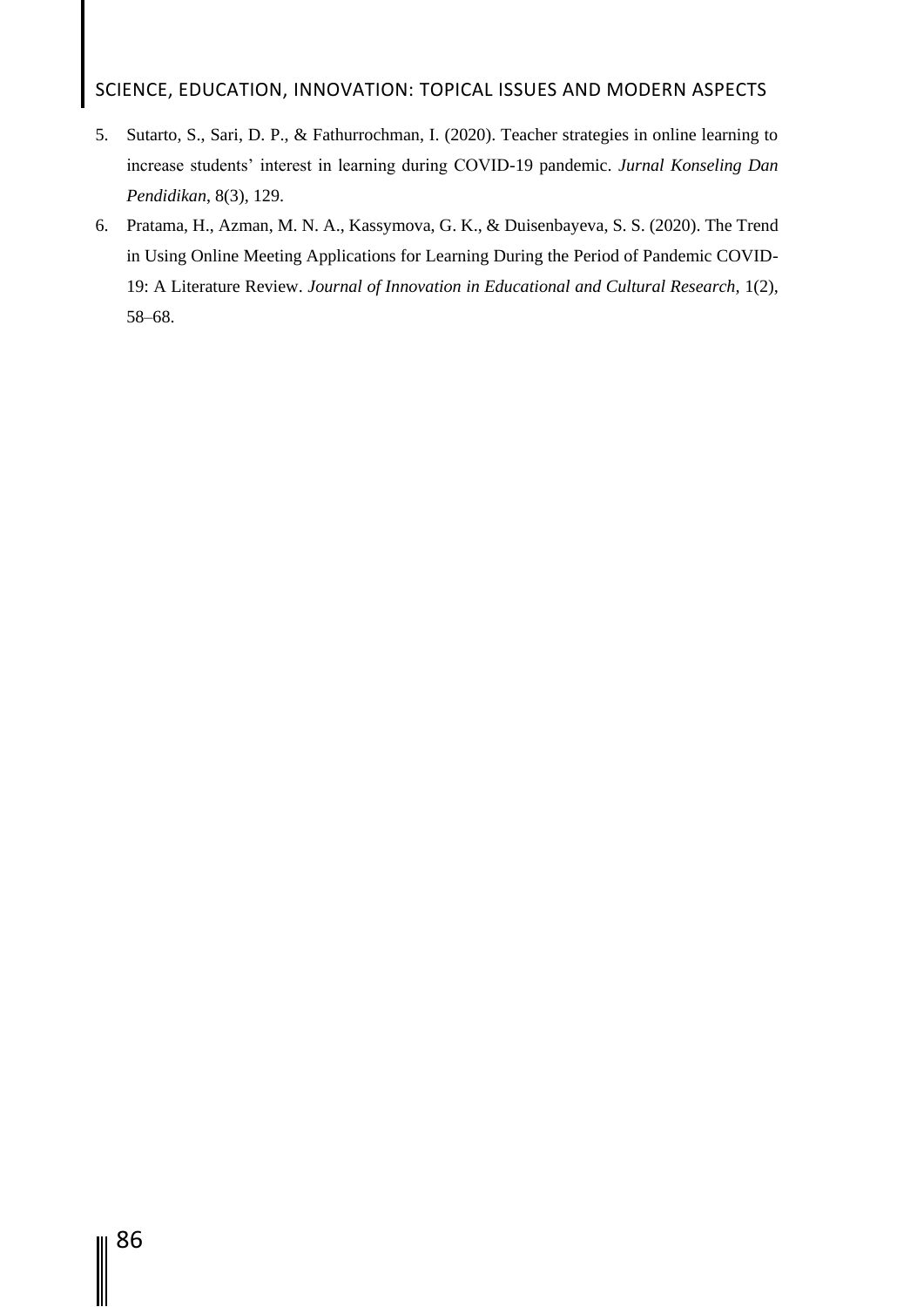5. Sutarto, S., Sari, D. P., & Fathurrochman, I. (2020). Teacher strategies in online learning to increase students' interest in learning during COVID-19 pandemic. *Jurnal Konseling Dan Pendidikan*, 8(3), 129.
6. Pratama, H., Azman, M. N. A., Kassymova, G. K., & Duisenbayeva, S. S. (2020). The Trend in Using Online Meeting Applications for Learning During the Period of Pandemic COVID-19: A Literature Review. *Journal of Innovation in Educational and Cultural Research,* 1(2), 58–68.